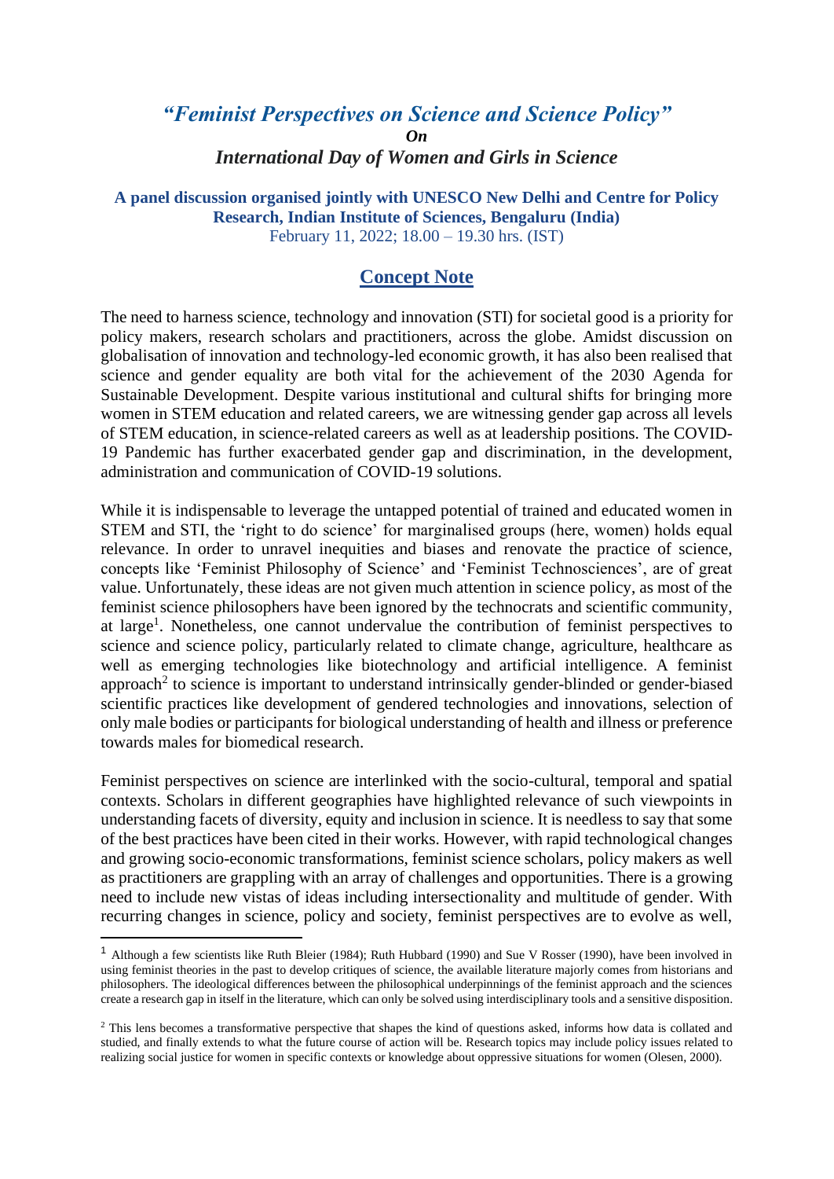# *"Feminist Perspectives on Science and Science Policy"*

***On***

## *International Day of Women and Girls in Science*

**A panel discussion organised jointly with UNESCO New Delhi and Centre for Policy Research, Indian Institute of Sciences, Bengaluru (India)**

February 11, 2022; 18.00 – 19.30 hrs. (IST)

## Concept Note

The need to harness science, technology and innovation (STI) for societal good is a priority for policy makers, research scholars and practitioners, across the globe. Amidst discussion on globalisation of innovation and technology-led economic growth, it has also been realised that science and gender equality are both vital for the achievement of the 2030 Agenda for Sustainable Development. Despite various institutional and cultural shifts for bringing more women in STEM education and related careers, we are witnessing gender gap across all levels of STEM education, in science-related careers as well as at leadership positions. The COVID-19 Pandemic has further exacerbated gender gap and discrimination, in the development, administration and communication of COVID-19 solutions.

While it is indispensable to leverage the untapped potential of trained and educated women in STEM and STI, the 'right to do science' for marginalised groups (here, women) holds equal relevance. In order to unravel inequities and biases and renovate the practice of science, concepts like 'Feminist Philosophy of Science' and 'Feminist Technosciences', are of great value. Unfortunately, these ideas are not given much attention in science policy, as most of the feminist science philosophers have been ignored by the technocrats and scientific community, at large[1]. Nonetheless, one cannot undervalue the contribution of feminist perspectives to science and science policy, particularly related to climate change, agriculture, healthcare as well as emerging technologies like biotechnology and artificial intelligence. A feminist approach[2] to science is important to understand intrinsically gender-blinded or gender-biased scientific practices like development of gendered technologies and innovations, selection of only male bodies or participants for biological understanding of health and illness or preference towards males for biomedical research.

Feminist perspectives on science are interlinked with the socio-cultural, temporal and spatial contexts. Scholars in different geographies have highlighted relevance of such viewpoints in understanding facets of diversity, equity and inclusion in science. It is needless to say that some of the best practices have been cited in their works. However, with rapid technological changes and growing socio-economic transformations, feminist science scholars, policy makers as well as practitioners are grappling with an array of challenges and opportunities. There is a growing need to include new vistas of ideas including intersectionality and multitude of gender. With recurring changes in science, policy and society, feminist perspectives are to evolve as well,

---

[1] Although a few scientists like Ruth Bleier (1984); Ruth Hubbard (1990) and Sue V Rosser (1990), have been involved in using feminist theories in the past to develop critiques of science, the available literature majorly comes from historians and philosophers. The ideological differences between the philosophical underpinnings of the feminist approach and the sciences create a research gap in itself in the literature, which can only be solved using interdisciplinary tools and a sensitive disposition.

[2] This lens becomes a transformative perspective that shapes the kind of questions asked, informs how data is collated and studied, and finally extends to what the future course of action will be. Research topics may include policy issues related to realizing social justice for women in specific contexts or knowledge about oppressive situations for women (Olesen, 2000).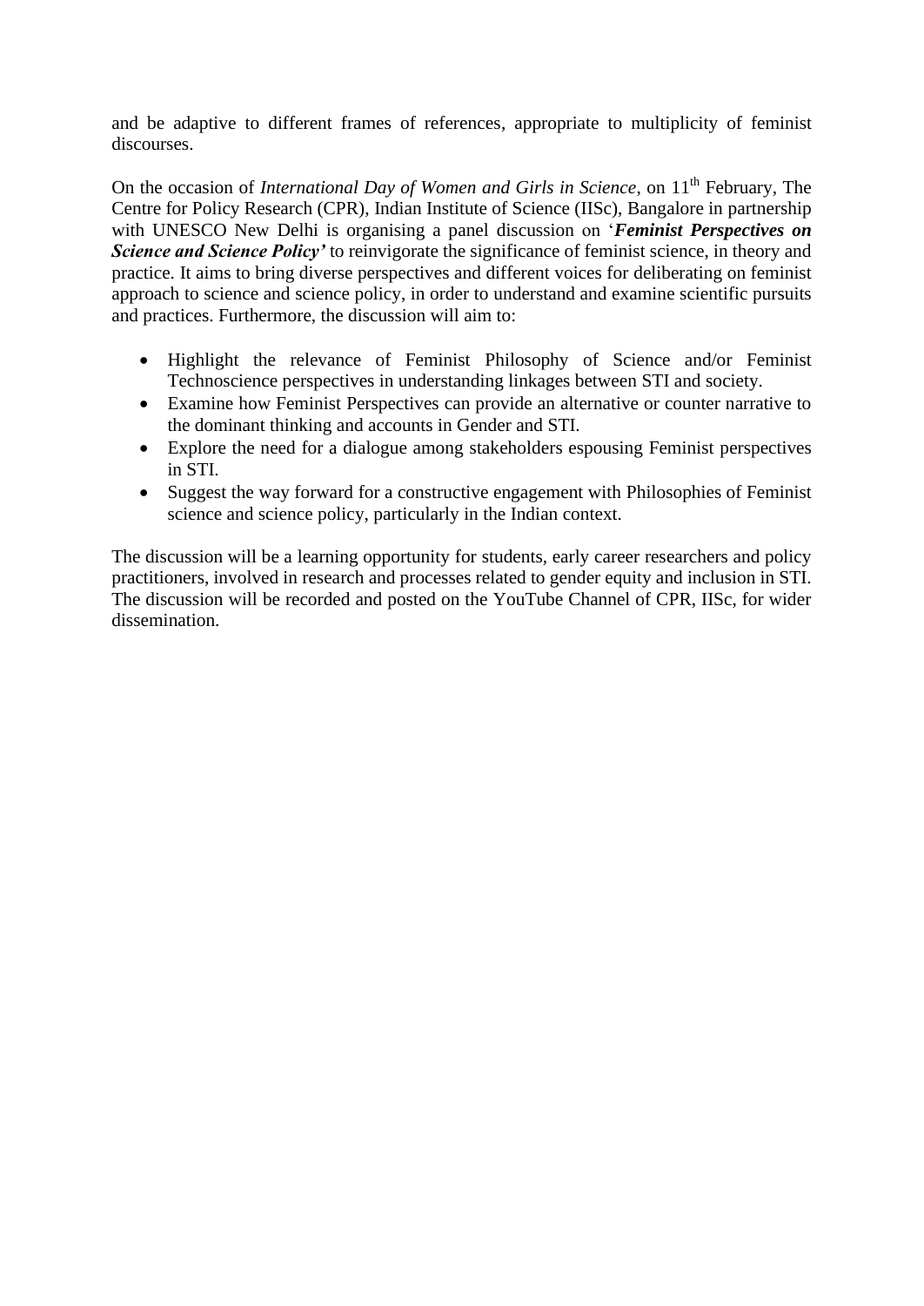and be adaptive to different frames of references, appropriate to multiplicity of feminist discourses.

On the occasion of *International Day of Women and Girls in Science*, on 11th February, The Centre for Policy Research (CPR), Indian Institute of Science (IISc), Bangalore in partnership with UNESCO New Delhi is organising a panel discussion on '***Feminist Perspectives on Science and Science Policy'*** to reinvigorate the significance of feminist science, in theory and practice. It aims to bring diverse perspectives and different voices for deliberating on feminist approach to science and science policy, in order to understand and examine scientific pursuits and practices. Furthermore, the discussion will aim to:

- Highlight the relevance of Feminist Philosophy of Science and/or Feminist Technoscience perspectives in understanding linkages between STI and society.
- Examine how Feminist Perspectives can provide an alternative or counter narrative to the dominant thinking and accounts in Gender and STI.
- Explore the need for a dialogue among stakeholders espousing Feminist perspectives in STI.
- Suggest the way forward for a constructive engagement with Philosophies of Feminist science and science policy, particularly in the Indian context.

The discussion will be a learning opportunity for students, early career researchers and policy practitioners, involved in research and processes related to gender equity and inclusion in STI. The discussion will be recorded and posted on the YouTube Channel of CPR, IISc, for wider dissemination.